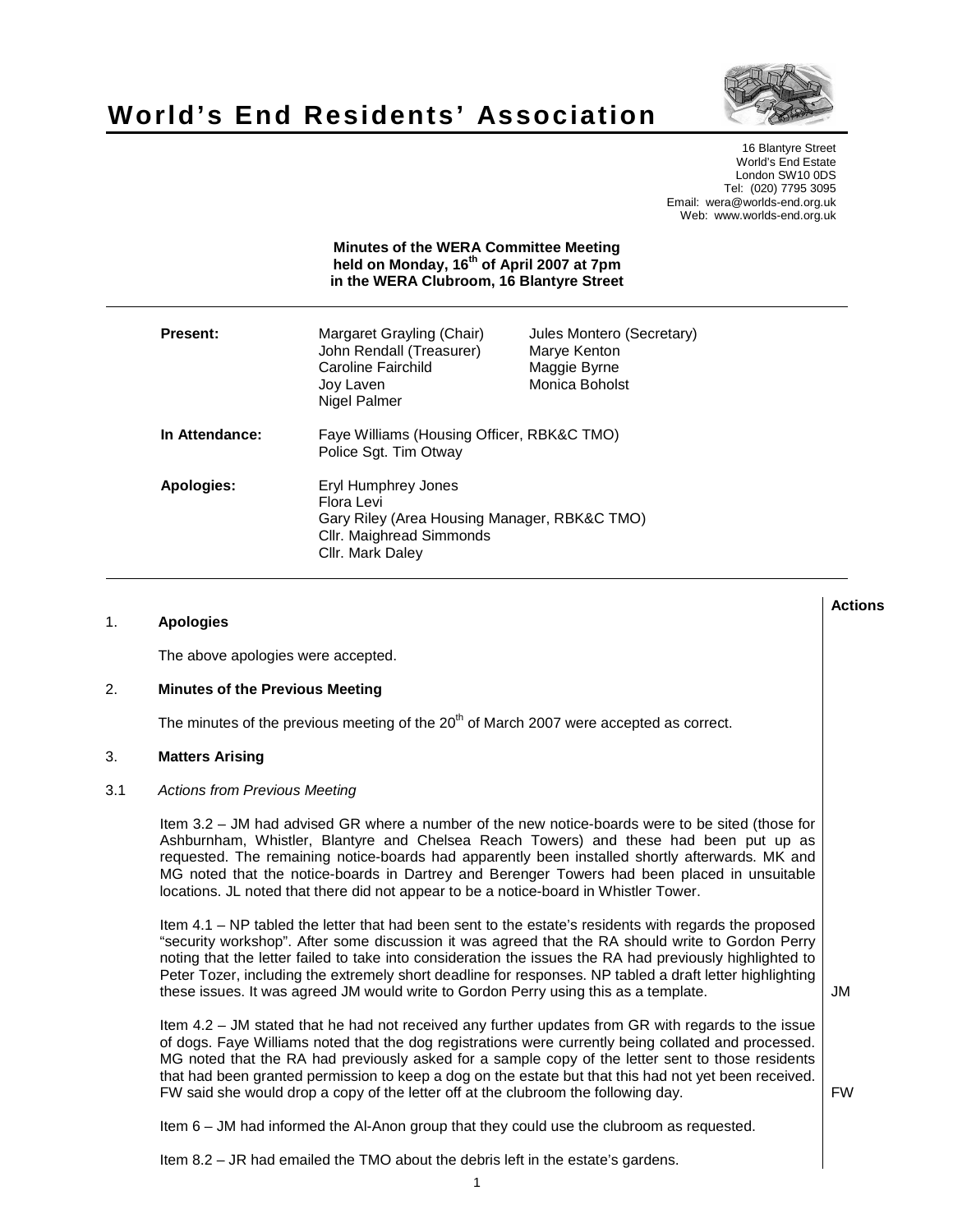# World's End Residents' Association

16 Blantyre Street
World's End Estate
London SW10 0DS
Tel: (020) 7795 3095
Email: wera@worlds-end.org.uk
Web: www.worlds-end.org.uk

**Minutes of the WERA Committee Meeting held on Monday, 16th of April 2007 at 7pm in the WERA Clubroom, 16 Blantyre Street**

| | | |
|---|---|---|
| **Present:** | Margaret Grayling (Chair) | Jules Montero (Secretary) |
| | John Rendall (Treasurer) | Marye Kenton |
| | Caroline Fairchild | Maggie Byrne |
| | Joy Laven | Monica Boholst |
| | Nigel Palmer | |
| **In Attendance:** | Faye Williams (Housing Officer, RBK&C TMO) | |
| | Police Sgt. Tim Otway | |
| **Apologies:** | Eryl Humphrey Jones | |
| | Flora Levi | |
| | Gary Riley (Area Housing Manager, RBK&C TMO) | |
| | Cllr. Maighread Simmonds | |
| | Cllr. Mark Daley | |

**Actions**

## 1. Apologies

The above apologies were accepted.

## 2. Minutes of the Previous Meeting

The minutes of the previous meeting of the 20th of March 2007 were accepted as correct.

## 3. Matters Arising

### 3.1 *Actions from Previous Meeting*

Item 3.2 – JM had advised GR where a number of the new notice-boards were to be sited (those for Ashburnham, Whistler, Blantyre and Chelsea Reach Towers) and these had been put up as requested. The remaining notice-boards had apparently been installed shortly afterwards. MK and MG noted that the notice-boards in Dartrey and Berenger Towers had been placed in unsuitable locations. JL noted that there did not appear to be a notice-board in Whistler Tower.

Item 4.1 – NP tabled the letter that had been sent to the estate's residents with regards the proposed "security workshop". After some discussion it was agreed that the RA should write to Gordon Perry noting that the letter failed to take into consideration the issues the RA had previously highlighted to Peter Tozer, including the extremely short deadline for responses. NP tabled a draft letter highlighting these issues. It was agreed JM would write to Gordon Perry using this as a template. **JM**

Item 4.2 – JM stated that he had not received any further updates from GR with regards to the issue of dogs. Faye Williams noted that the dog registrations were currently being collated and processed. MG noted that the RA had previously asked for a sample copy of the letter sent to those residents that had been granted permission to keep a dog on the estate but that this had not yet been received. FW said she would drop a copy of the letter off at the clubroom the following day. **FW**

Item 6 – JM had informed the Al-Anon group that they could use the clubroom as requested.

Item 8.2 – JR had emailed the TMO about the debris left in the estate's gardens.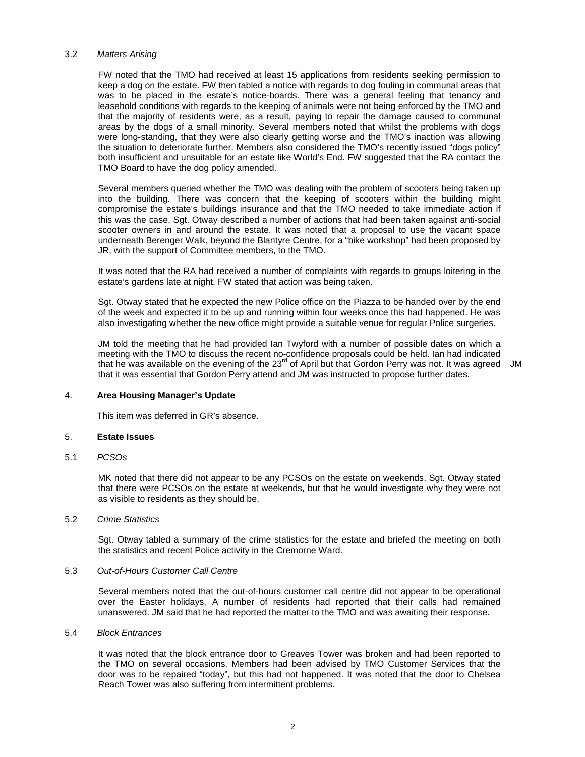### 3.2 *Matters Arising*

FW noted that the TMO had received at least 15 applications from residents seeking permission to keep a dog on the estate. FW then tabled a notice with regards to dog fouling in communal areas that was to be placed in the estate's notice-boards. There was a general feeling that tenancy and leasehold conditions with regards to the keeping of animals were not being enforced by the TMO and that the majority of residents were, as a result, paying to repair the damage caused to communal areas by the dogs of a small minority. Several members noted that whilst the problems with dogs were long-standing, that they were also clearly getting worse and the TMO's inaction was allowing the situation to deteriorate further. Members also considered the TMO's recently issued "dogs policy" both insufficient and unsuitable for an estate like World's End. FW suggested that the RA contact the TMO Board to have the dog policy amended.

Several members queried whether the TMO was dealing with the problem of scooters being taken up into the building. There was concern that the keeping of scooters within the building might compromise the estate's buildings insurance and that the TMO needed to take immediate action if this was the case. Sgt. Otway described a number of actions that had been taken against anti-social scooter owners in and around the estate. It was noted that a proposal to use the vacant space underneath Berenger Walk, beyond the Blantyre Centre, for a "bike workshop" had been proposed by JR, with the support of Committee members, to the TMO.

It was noted that the RA had received a number of complaints with regards to groups loitering in the estate's gardens late at night. FW stated that action was being taken.

Sgt. Otway stated that he expected the new Police office on the Piazza to be handed over by the end of the week and expected it to be up and running within four weeks once this had happened. He was also investigating whether the new office might provide a suitable venue for regular Police surgeries.

JM told the meeting that he had provided Ian Twyford with a number of possible dates on which a meeting with the TMO to discuss the recent no-confidence proposals could be held. Ian had indicated that he was available on the evening of the 23rd of April but that Gordon Perry was not. It was agreed that it was essential that Gordon Perry attend and JM was instructed to propose further dates. **JM**

## 4. **Area Housing Manager's Update**

This item was deferred in GR's absence.

## 5. **Estate Issues**

### 5.1 *PCSOs*

MK noted that there did not appear to be any PCSOs on the estate on weekends. Sgt. Otway stated that there were PCSOs on the estate at weekends, but that he would investigate why they were not as visible to residents as they should be.

### 5.2 *Crime Statistics*

Sgt. Otway tabled a summary of the crime statistics for the estate and briefed the meeting on both the statistics and recent Police activity in the Cremorne Ward.

### 5.3 *Out-of-Hours Customer Call Centre*

Several members noted that the out-of-hours customer call centre did not appear to be operational over the Easter holidays. A number of residents had reported that their calls had remained unanswered. JM said that he had reported the matter to the TMO and was awaiting their response.

### 5.4 *Block Entrances*

It was noted that the block entrance door to Greaves Tower was broken and had been reported to the TMO on several occasions. Members had been advised by TMO Customer Services that the door was to be repaired "today", but this had not happened. It was noted that the door to Chelsea Reach Tower was also suffering from intermittent problems.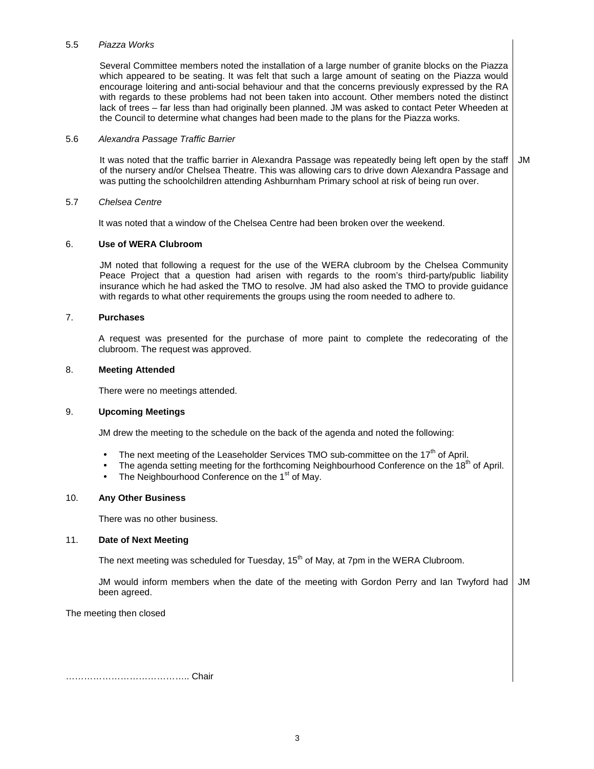5.5 *Piazza Works*

Several Committee members noted the installation of a large number of granite blocks on the Piazza which appeared to be seating. It was felt that such a large amount of seating on the Piazza would encourage loitering and anti-social behaviour and that the concerns previously expressed by the RA with regards to these problems had not been taken into account. Other members noted the distinct lack of trees – far less than had originally been planned. JM was asked to contact Peter Wheeden at the Council to determine what changes had been made to the plans for the Piazza works.

5.6 *Alexandra Passage Traffic Barrier*

It was noted that the traffic barrier in Alexandra Passage was repeatedly being left open by the staff of the nursery and/or Chelsea Theatre. This was allowing cars to drive down Alexandra Passage and was putting the schoolchildren attending Ashburnham Primary school at risk of being run over. **JM**

5.7 *Chelsea Centre*

It was noted that a window of the Chelsea Centre had been broken over the weekend.

6. **Use of WERA Clubroom**

JM noted that following a request for the use of the WERA clubroom by the Chelsea Community Peace Project that a question had arisen with regards to the room's third-party/public liability insurance which he had asked the TMO to resolve. JM had also asked the TMO to provide guidance with regards to what other requirements the groups using the room needed to adhere to.

7. **Purchases**

A request was presented for the purchase of more paint to complete the redecorating of the clubroom. The request was approved.

8. **Meeting Attended**

There were no meetings attended.

9. **Upcoming Meetings**

JM drew the meeting to the schedule on the back of the agenda and noted the following:

- The next meeting of the Leaseholder Services TMO sub-committee on the 17th of April.
- The agenda setting meeting for the forthcoming Neighbourhood Conference on the 18th of April.
- The Neighbourhood Conference on the 1st of May.

10. **Any Other Business**

There was no other business.

11. **Date of Next Meeting**

The next meeting was scheduled for Tuesday, 15th of May, at 7pm in the WERA Clubroom.

JM would inform members when the date of the meeting with Gordon Perry and Ian Twyford had been agreed. **JM**

The meeting then closed

………………………………….. Chair